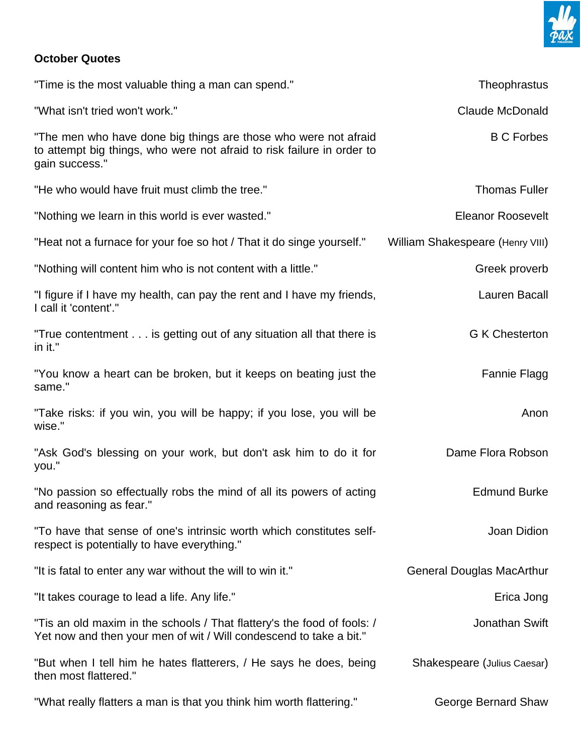## October Quotes

| Quote | Author |
| --- | --- |
| "Time is the most valuable thing a man can spend." | Theophrastus |
| "What isn't tried won't work." | Claude McDonald |
| "The men who have done big things are those who were not afraid to attempt big things, who were not afraid to risk failure in order to gain success." | B C Forbes |
| "He who would have fruit must climb the tree." | Thomas Fuller |
| "Nothing we learn in this world is ever wasted." | Eleanor Roosevelt |
| "Heat not a furnace for your foe so hot / That it do singe yourself." | William Shakespeare (Henry VIII) |
| "Nothing will content him who is not content with a little." | Greek proverb |
| "I figure if I have my health, can pay the rent and I have my friends, I call it 'content'." | Lauren Bacall |
| "True contentment . . . is getting out of any situation all that there is in it." | G K Chesterton |
| "You know a heart can be broken, but it keeps on beating just the same." | Fannie Flagg |
| "Take risks: if you win, you will be happy; if you lose, you will be wise." | Anon |
| "Ask God's blessing on your work, but don't ask him to do it for you." | Dame Flora Robson |
| "No passion so effectually robs the mind of all its powers of acting and reasoning as fear." | Edmund Burke |
| "To have that sense of one's intrinsic worth which constitutes self-respect is potentially to have everything." | Joan Didion |
| "It is fatal to enter any war without the will to win it." | General Douglas MacArthur |
| "It takes courage to lead a life. Any life." | Erica Jong |
| "Tis an old maxim in the schools / That flattery's the food of fools: / Yet now and then your men of wit / Will condescend to take a bit." | Jonathan Swift |
| "But when I tell him he hates flatterers, / He says he does, being then most flattered." | Shakespeare (Julius Caesar) |
| "What really flatters a man is that you think him worth flattering." | George Bernard Shaw |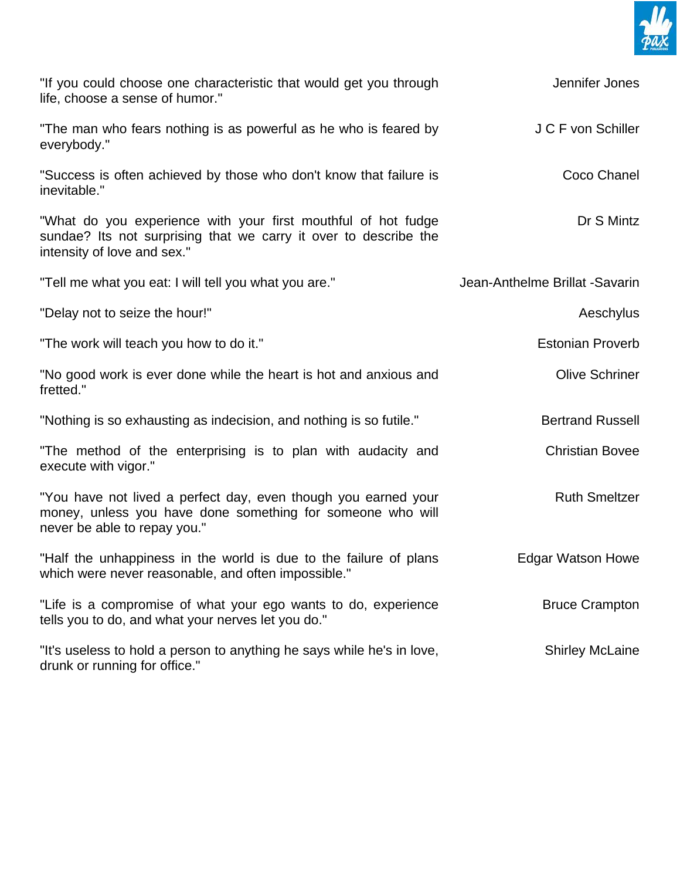"If you could choose one characteristic that would get you through life, choose a sense of humor." — Jennifer Jones

"The man who fears nothing is as powerful as he who is feared by everybody." — J C F von Schiller

"Success is often achieved by those who don't know that failure is inevitable." — Coco Chanel

"What do you experience with your first mouthful of hot fudge sundae? Its not surprising that we carry it over to describe the intensity of love and sex." — Dr S Mintz

"Tell me what you eat: I will tell you what you are." — Jean-Anthelme Brillat -Savarin

"Delay not to seize the hour!" — Aeschylus

"The work will teach you how to do it." — Estonian Proverb

"No good work is ever done while the heart is hot and anxious and fretted." — Olive Schriner

"Nothing is so exhausting as indecision, and nothing is so futile." — Bertrand Russell

"The method of the enterprising is to plan with audacity and execute with vigor." — Christian Bovee

"You have not lived a perfect day, even though you earned your money, unless you have done something for someone who will never be able to repay you." — Ruth Smeltzer

"Half the unhappiness in the world is due to the failure of plans which were never reasonable, and often impossible." — Edgar Watson Howe

"Life is a compromise of what your ego wants to do, experience tells you to do, and what your nerves let you do." — Bruce Crampton

"It's useless to hold a person to anything he says while he's in love, drunk or running for office." — Shirley McLaine